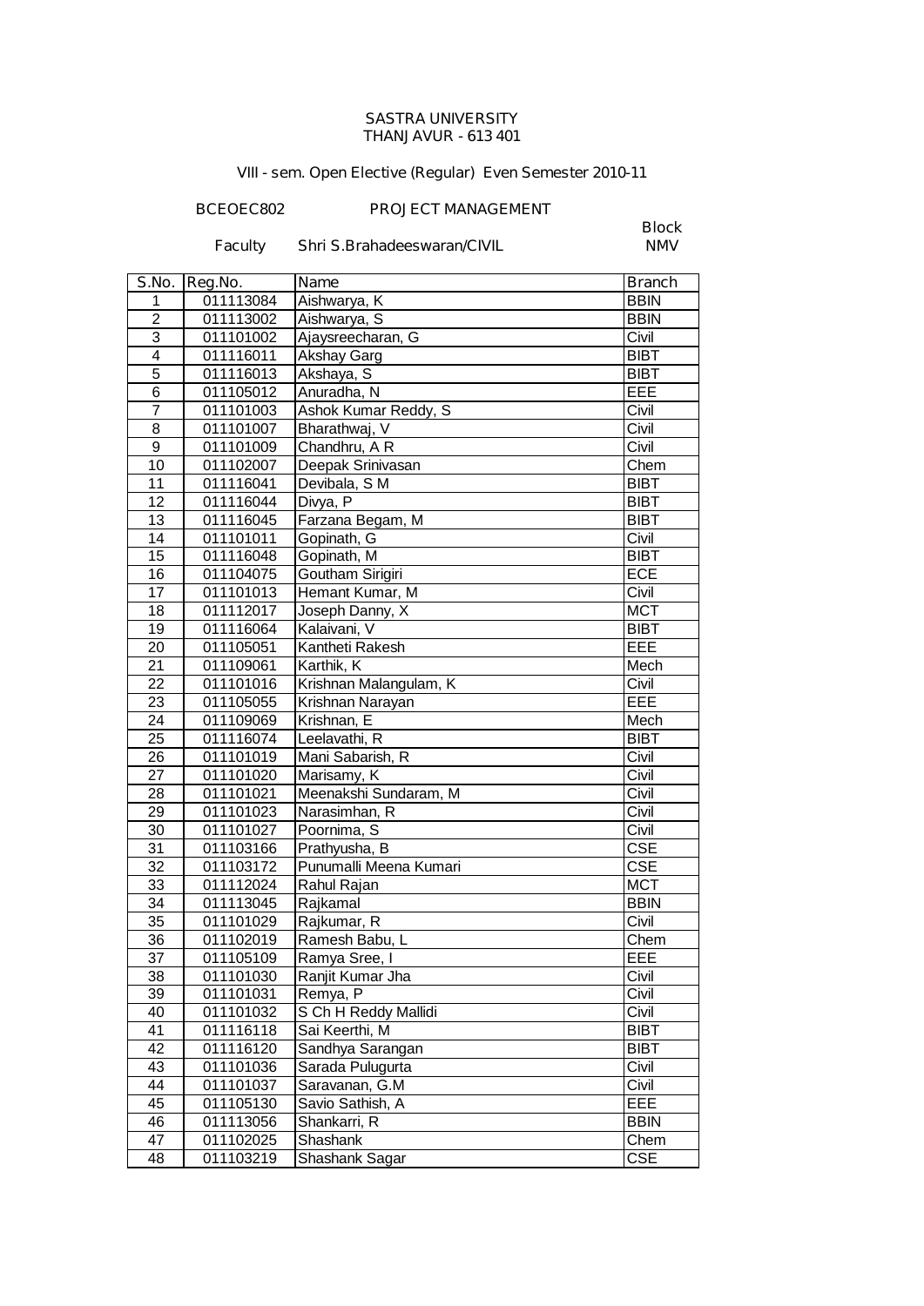SASTRA UNIVERSITY
THANJAVUR - 613 401

VIII - sem. Open Elective (Regular) Even Semester 2010-11

BCEOEC802 PROJECT MANAGEMENT

Faculty Shri S.Brahadeeswaran/CIVIL

Block NMV

| S.No. | Reg.No. | Name | Branch |
|---|---|---|---|
| 1 | 011113084 | Aishwarya, K | BBIN |
| 2 | 011113002 | Aishwarya, S | BBIN |
| 3 | 011101002 | Ajaysreecharan, G | Civil |
| 4 | 011116011 | Akshay Garg | BIBT |
| 5 | 011116013 | Akshaya, S | BIBT |
| 6 | 011105012 | Anuradha, N | EEE |
| 7 | 011101003 | Ashok Kumar Reddy, S | Civil |
| 8 | 011101007 | Bharathwaj, V | Civil |
| 9 | 011101009 | Chandhru, A R | Civil |
| 10 | 011102007 | Deepak Srinivasan | Chem |
| 11 | 011116041 | Devibala, S M | BIBT |
| 12 | 011116044 | Divya, P | BIBT |
| 13 | 011116045 | Farzana Begam, M | BIBT |
| 14 | 011101011 | Gopinath, G | Civil |
| 15 | 011116048 | Gopinath, M | BIBT |
| 16 | 011104075 | Goutham Sirigiri | ECE |
| 17 | 011101013 | Hemant Kumar, M | Civil |
| 18 | 011112017 | Joseph Danny, X | MCT |
| 19 | 011116064 | Kalaivani, V | BIBT |
| 20 | 011105051 | Kantheti Rakesh | EEE |
| 21 | 011109061 | Karthik, K | Mech |
| 22 | 011101016 | Krishnan Malangulam, K | Civil |
| 23 | 011105055 | Krishnan Narayan | EEE |
| 24 | 011109069 | Krishnan, E | Mech |
| 25 | 011116074 | Leelavathi, R | BIBT |
| 26 | 011101019 | Mani Sabarish, R | Civil |
| 27 | 011101020 | Marisamy, K | Civil |
| 28 | 011101021 | Meenakshi Sundaram, M | Civil |
| 29 | 011101023 | Narasimhan, R | Civil |
| 30 | 011101027 | Poornima, S | Civil |
| 31 | 011103166 | Prathyusha, B | CSE |
| 32 | 011103172 | Punumalli Meena Kumari | CSE |
| 33 | 011112024 | Rahul Rajan | MCT |
| 34 | 011113045 | Rajkamal | BBIN |
| 35 | 011101029 | Rajkumar, R | Civil |
| 36 | 011102019 | Ramesh Babu, L | Chem |
| 37 | 011105109 | Ramya Sree, I | EEE |
| 38 | 011101030 | Ranjit Kumar Jha | Civil |
| 39 | 011101031 | Remya, P | Civil |
| 40 | 011101032 | S Ch H Reddy Mallidi | Civil |
| 41 | 011116118 | Sai Keerthi, M | BIBT |
| 42 | 011116120 | Sandhya Sarangan | BIBT |
| 43 | 011101036 | Sarada Pulugurta | Civil |
| 44 | 011101037 | Saravanan, G.M | Civil |
| 45 | 011105130 | Savio Sathish, A | EEE |
| 46 | 011113056 | Shankarri, R | BBIN |
| 47 | 011102025 | Shashank | Chem |
| 48 | 011103219 | Shashank Sagar | CSE |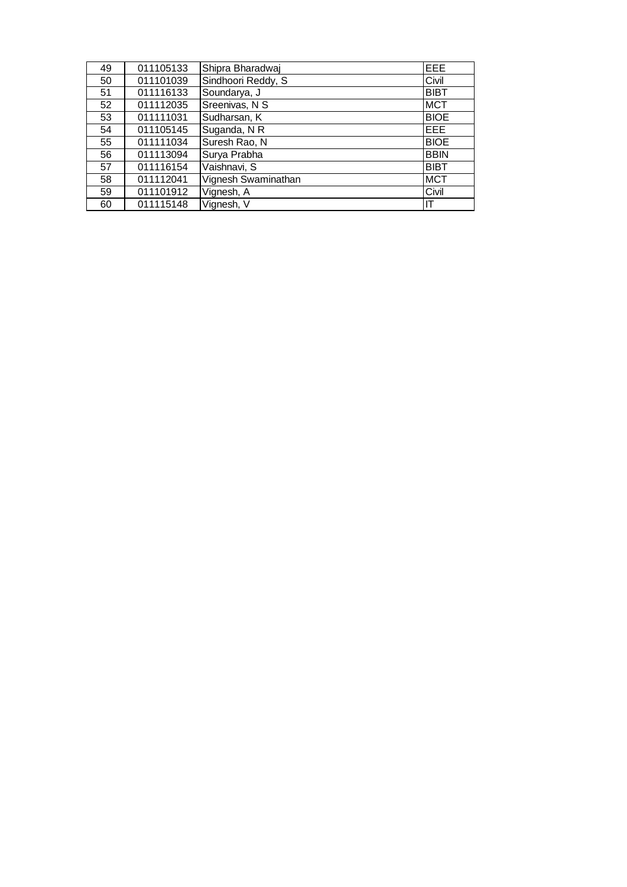| | | | |
|---|---|---|---|
| 49 | 011105133 | Shipra Bharadwaj | EEE |
| 50 | 011101039 | Sindhoori Reddy, S | Civil |
| 51 | 011116133 | Soundarya, J | BIBT |
| 52 | 011112035 | Sreenivas, N S | MCT |
| 53 | 011111031 | Sudharsan, K | BIOE |
| 54 | 011105145 | Suganda, N R | EEE |
| 55 | 011111034 | Suresh Rao, N | BIOE |
| 56 | 011113094 | Surya Prabha | BBIN |
| 57 | 011116154 | Vaishnavi, S | BIBT |
| 58 | 011112041 | Vignesh Swaminathan | MCT |
| 59 | 011101912 | Vignesh, A | Civil |
| 60 | 011115148 | Vignesh, V | IT |